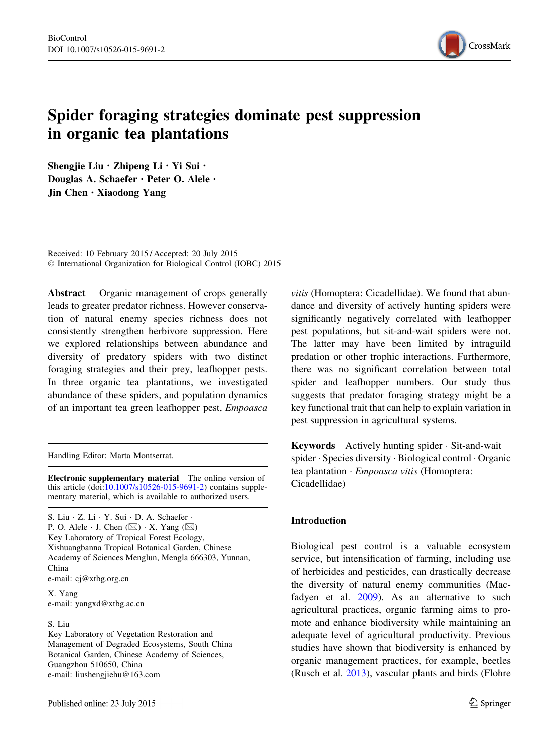# Spider foraging strategies dominate pest suppression in organic tea plantations

**Shengjie Liu · Zhipeng Li · Yi Sui · Douglas A. Schaefer · Peter O. Alele · Jin Chen · Xiaodong Yang**

Received: 10 February 2015 / Accepted: 20 July 2015
© International Organization for Biological Control (IOBC) 2015

**Abstract** Organic management of crops generally leads to greater predator richness. However conservation of natural enemy species richness does not consistently strengthen herbivore suppression. Here we explored relationships between abundance and diversity of predatory spiders with two distinct foraging strategies and their prey, leafhopper pests. In three organic tea plantations, we investigated abundance of these spiders, and population dynamics of an important tea green leafhopper pest, *Empoasca vitis* (Homoptera: Cicadellidae). We found that abundance and diversity of actively hunting spiders were significantly negatively correlated with leafhopper pest populations, but sit-and-wait spiders were not. The latter may have been limited by intraguild predation or other trophic interactions. Furthermore, there was no significant correlation between total spider and leafhopper numbers. Our study thus suggests that predator foraging strategy might be a key functional trait that can help to explain variation in pest suppression in agricultural systems.

**Keywords** Actively hunting spider · Sit-and-wait spider · Species diversity · Biological control · Organic tea plantation · *Empoasca vitis* (Homoptera: Cicadellidae)

Handling Editor: Marta Montserrat.

**Electronic supplementary material** The online version of this article (doi:10.1007/s10526-015-9691-2) contains supplementary material, which is available to authorized users.

S. Liu · Z. Li · Y. Sui · D. A. Schaefer · P. O. Alele · J. Chen (✉) · X. Yang (✉)
Key Laboratory of Tropical Forest Ecology, Xishuangbanna Tropical Botanical Garden, Chinese Academy of Sciences Menglun, Mengla 666303, Yunnan, China
e-mail: cj@xtbg.org.cn

X. Yang
e-mail: yangxd@xtbg.ac.cn

S. Liu
Key Laboratory of Vegetation Restoration and Management of Degraded Ecosystems, South China Botanical Garden, Chinese Academy of Sciences, Guangzhou 510650, China
e-mail: liushengjiehu@163.com

Published online: 23 July 2015

## Introduction

Biological pest control is a valuable ecosystem service, but intensification of farming, including use of herbicides and pesticides, can drastically decrease the diversity of natural enemy communities (Macfadyen et al. 2009). As an alternative to such agricultural practices, organic farming aims to promote and enhance biodiversity while maintaining an adequate level of agricultural productivity. Previous studies have shown that biodiversity is enhanced by organic management practices, for example, beetles (Rusch et al. 2013), vascular plants and birds (Flohre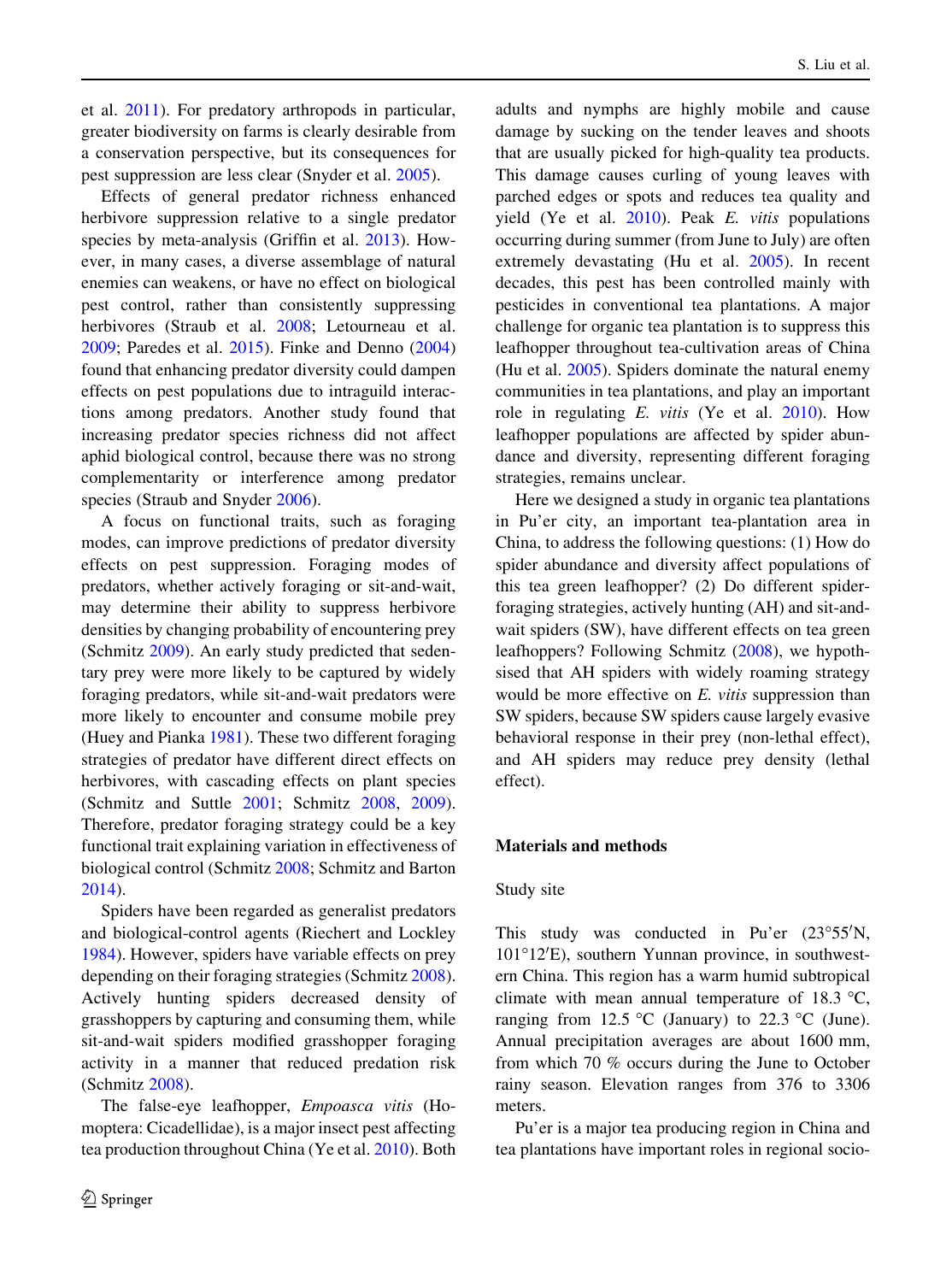et al. 2011). For predatory arthropods in particular, greater biodiversity on farms is clearly desirable from a conservation perspective, but its consequences for pest suppression are less clear (Snyder et al. 2005).

Effects of general predator richness enhanced herbivore suppression relative to a single predator species by meta-analysis (Griffin et al. 2013). However, in many cases, a diverse assemblage of natural enemies can weakens, or have no effect on biological pest control, rather than consistently suppressing herbivores (Straub et al. 2008; Letourneau et al. 2009; Paredes et al. 2015). Finke and Denno (2004) found that enhancing predator diversity could dampen effects on pest populations due to intraguild interactions among predators. Another study found that increasing predator species richness did not affect aphid biological control, because there was no strong complementarity or interference among predator species (Straub and Snyder 2006).

A focus on functional traits, such as foraging modes, can improve predictions of predator diversity effects on pest suppression. Foraging modes of predators, whether actively foraging or sit-and-wait, may determine their ability to suppress herbivore densities by changing probability of encountering prey (Schmitz 2009). An early study predicted that sedentary prey were more likely to be captured by widely foraging predators, while sit-and-wait predators were more likely to encounter and consume mobile prey (Huey and Pianka 1981). These two different foraging strategies of predator have different direct effects on herbivores, with cascading effects on plant species (Schmitz and Suttle 2001; Schmitz 2008, 2009). Therefore, predator foraging strategy could be a key functional trait explaining variation in effectiveness of biological control (Schmitz 2008; Schmitz and Barton 2014).

Spiders have been regarded as generalist predators and biological-control agents (Riechert and Lockley 1984). However, spiders have variable effects on prey depending on their foraging strategies (Schmitz 2008). Actively hunting spiders decreased density of grasshoppers by capturing and consuming them, while sit-and-wait spiders modified grasshopper foraging activity in a manner that reduced predation risk (Schmitz 2008).

The false-eye leafhopper, *Empoasca vitis* (Homoptera: Cicadellidae), is a major insect pest affecting tea production throughout China (Ye et al. 2010). Both adults and nymphs are highly mobile and cause damage by sucking on the tender leaves and shoots that are usually picked for high-quality tea products. This damage causes curling of young leaves with parched edges or spots and reduces tea quality and yield (Ye et al. 2010). Peak *E. vitis* populations occurring during summer (from June to July) are often extremely devastating (Hu et al. 2005). In recent decades, this pest has been controlled mainly with pesticides in conventional tea plantations. A major challenge for organic tea plantation is to suppress this leafhopper throughout tea-cultivation areas of China (Hu et al. 2005). Spiders dominate the natural enemy communities in tea plantations, and play an important role in regulating *E. vitis* (Ye et al. 2010). How leafhopper populations are affected by spider abundance and diversity, representing different foraging strategies, remains unclear.

Here we designed a study in organic tea plantations in Pu'er city, an important tea-plantation area in China, to address the following questions: (1) How do spider abundance and diversity affect populations of this tea green leafhopper? (2) Do different spider-foraging strategies, actively hunting (AH) and sit-and-wait spiders (SW), have different effects on tea green leafhoppers? Following Schmitz (2008), we hypothesised that AH spiders with widely roaming strategy would be more effective on *E. vitis* suppression than SW spiders, because SW spiders cause largely evasive behavioral response in their prey (non-lethal effect), and AH spiders may reduce prey density (lethal effect).

## Materials and methods

### Study site

This study was conducted in Pu'er (23°55′N, 101°12′E), southern Yunnan province, in southwestern China. This region has a warm humid subtropical climate with mean annual temperature of 18.3 °C, ranging from 12.5 °C (January) to 22.3 °C (June). Annual precipitation averages are about 1600 mm, from which 70 % occurs during the June to October rainy season. Elevation ranges from 376 to 3306 meters.

Pu'er is a major tea producing region in China and tea plantations have important roles in regional socio-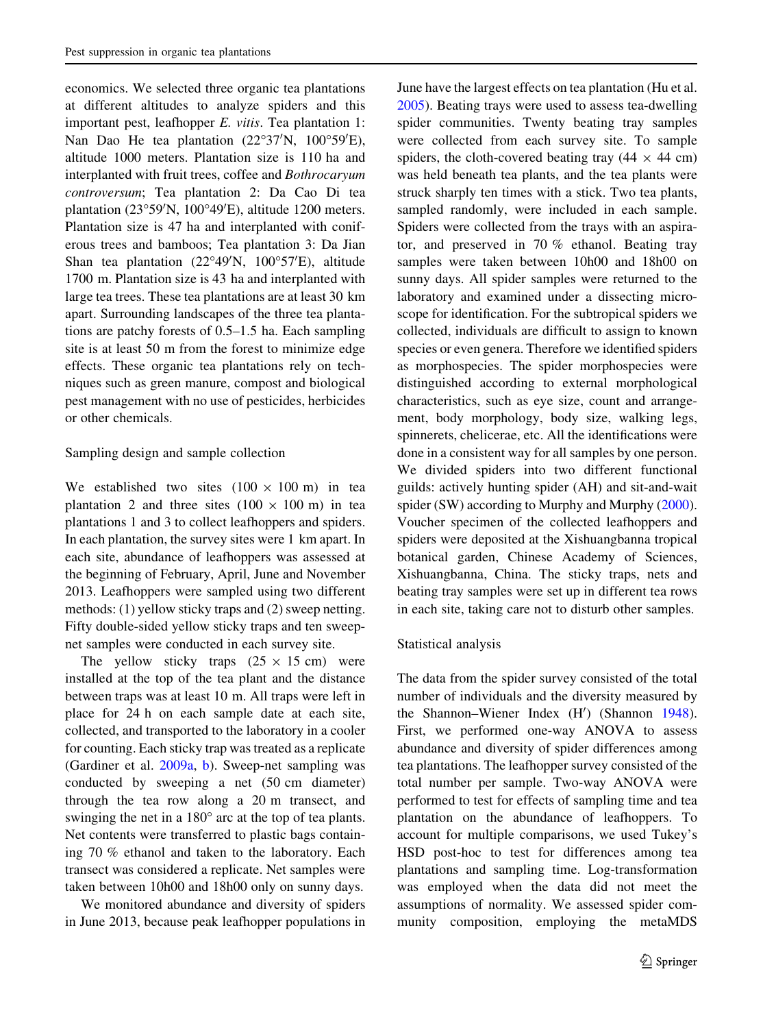economics. We selected three organic tea plantations at different altitudes to analyze spiders and this important pest, leafhopper *E. vitis*. Tea plantation 1: Nan Dao He tea plantation (22°37′N, 100°59′E), altitude 1000 meters. Plantation size is 110 ha and interplanted with fruit trees, coffee and *Bothrocaryum controversum*; Tea plantation 2: Da Cao Di tea plantation (23°59′N, 100°49′E), altitude 1200 meters. Plantation size is 47 ha and interplanted with coniferous trees and bamboos; Tea plantation 3: Da Jian Shan tea plantation (22°49′N, 100°57′E), altitude 1700 m. Plantation size is 43 ha and interplanted with large tea trees. These tea plantations are at least 30 km apart. Surrounding landscapes of the three tea plantations are patchy forests of 0.5–1.5 ha. Each sampling site is at least 50 m from the forest to minimize edge effects. These organic tea plantations rely on techniques such as green manure, compost and biological pest management with no use of pesticides, herbicides or other chemicals.

## Sampling design and sample collection

We established two sites (100 × 100 m) in tea plantation 2 and three sites (100 × 100 m) in tea plantations 1 and 3 to collect leafhoppers and spiders. In each plantation, the survey sites were 1 km apart. In each site, abundance of leafhoppers was assessed at the beginning of February, April, June and November 2013. Leafhoppers were sampled using two different methods: (1) yellow sticky traps and (2) sweep netting. Fifty double-sided yellow sticky traps and ten sweep-net samples were conducted in each survey site.

The yellow sticky traps (25 × 15 cm) were installed at the top of the tea plant and the distance between traps was at least 10 m. All traps were left in place for 24 h on each sample date at each site, collected, and transported to the laboratory in a cooler for counting. Each sticky trap was treated as a replicate (Gardiner et al. 2009a, b). Sweep-net sampling was conducted by sweeping a net (50 cm diameter) through the tea row along a 20 m transect, and swinging the net in a 180° arc at the top of tea plants. Net contents were transferred to plastic bags containing 70 % ethanol and taken to the laboratory. Each transect was considered a replicate. Net samples were taken between 10h00 and 18h00 only on sunny days.

We monitored abundance and diversity of spiders in June 2013, because peak leafhopper populations in June have the largest effects on tea plantation (Hu et al. 2005). Beating trays were used to assess tea-dwelling spider communities. Twenty beating tray samples were collected from each survey site. To sample spiders, the cloth-covered beating tray (44 × 44 cm) was held beneath tea plants, and the tea plants were struck sharply ten times with a stick. Two tea plants, sampled randomly, were included in each sample. Spiders were collected from the trays with an aspirator, and preserved in 70 % ethanol. Beating tray samples were taken between 10h00 and 18h00 on sunny days. All spider samples were returned to the laboratory and examined under a dissecting microscope for identification. For the subtropical spiders we collected, individuals are difficult to assign to known species or even genera. Therefore we identified spiders as morphospecies. The spider morphospecies were distinguished according to external morphological characteristics, such as eye size, count and arrangement, body morphology, body size, walking legs, spinnerets, chelicerae, etc. All the identifications were done in a consistent way for all samples by one person. We divided spiders into two different functional guilds: actively hunting spider (AH) and sit-and-wait spider (SW) according to Murphy and Murphy (2000). Voucher specimen of the collected leafhoppers and spiders were deposited at the Xishuangbanna tropical botanical garden, Chinese Academy of Sciences, Xishuangbanna, China. The sticky traps, nets and beating tray samples were set up in different tea rows in each site, taking care not to disturb other samples.

## Statistical analysis

The data from the spider survey consisted of the total number of individuals and the diversity measured by the Shannon–Wiener Index (H′) (Shannon 1948). First, we performed one-way ANOVA to assess abundance and diversity of spider differences among tea plantations. The leafhopper survey consisted of the total number per sample. Two-way ANOVA were performed to test for effects of sampling time and tea plantation on the abundance of leafhoppers. To account for multiple comparisons, we used Tukey's HSD post-hoc to test for differences among tea plantations and sampling time. Log-transformation was employed when the data did not meet the assumptions of normality. We assessed spider community composition, employing the metaMDS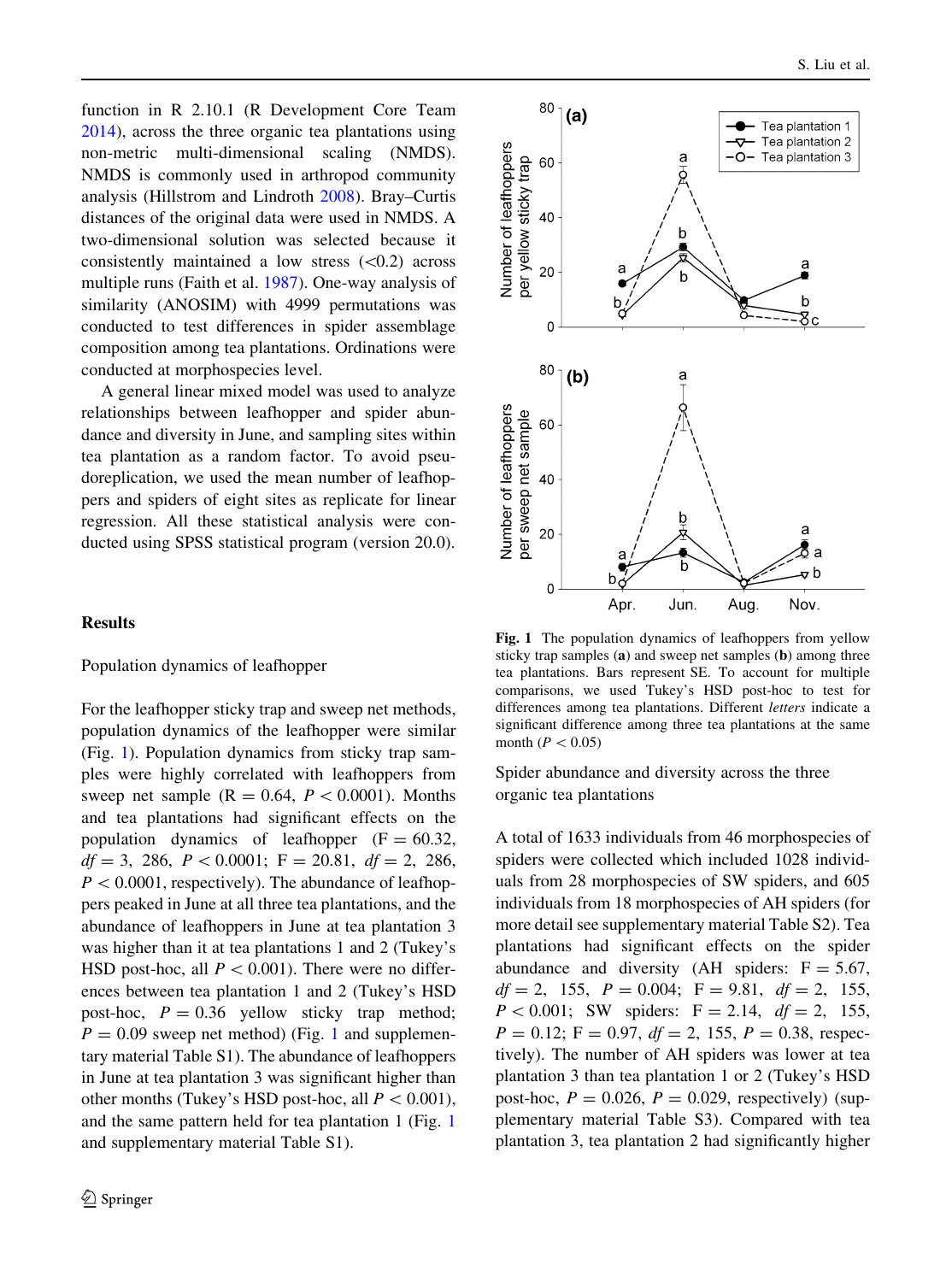function in R 2.10.1 (R Development Core Team 2014), across the three organic tea plantations using non-metric multi-dimensional scaling (NMDS). NMDS is commonly used in arthropod community analysis (Hillstrom and Lindroth 2008). Bray–Curtis distances of the original data were used in NMDS. A two-dimensional solution was selected because it consistently maintained a low stress (<0.2) across multiple runs (Faith et al. 1987). One-way analysis of similarity (ANOSIM) with 4999 permutations was conducted to test differences in spider assemblage composition among tea plantations. Ordinations were conducted at morphospecies level.

A general linear mixed model was used to analyze relationships between leafhopper and spider abundance and diversity in June, and sampling sites within tea plantation as a random factor. To avoid pseudoreplication, we used the mean number of leafhoppers and spiders of eight sites as replicate for linear regression. All these statistical analysis were conducted using SPSS statistical program (version 20.0).

## Results

### Population dynamics of leafhopper

For the leafhopper sticky trap and sweep net methods, population dynamics of the leafhopper were similar (Fig. 1). Population dynamics from sticky trap samples were highly correlated with leafhoppers from sweep net sample (R = 0.64, $P < 0.0001$). Months and tea plantations had significant effects on the population dynamics of leafhopper ($F = 60.32$, $df = 3,\ 286$, $P < 0.0001$; $F = 20.81$, $df = 2,\ 286$, $P < 0.0001$, respectively). The abundance of leafhoppers peaked in June at all three tea plantations, and the abundance of leafhoppers in June at tea plantation 3 was higher than it at tea plantations 1 and 2 (Tukey's HSD post-hoc, all $P < 0.001$). There were no differences between tea plantation 1 and 2 (Tukey's HSD post-hoc, $P = 0.36$ yellow sticky trap method; $P = 0.09$ sweep net method) (Fig. 1 and supplementary material Table S1). The abundance of leafhoppers in June at tea plantation 3 was significant higher than other months (Tukey's HSD post-hoc, all $P < 0.001$), and the same pattern held for tea plantation 1 (Fig. 1 and supplementary material Table S1).

**Fig. 1** The population dynamics of leafhoppers from yellow sticky trap samples (**a**) and sweep net samples (**b**) among three tea plantations. Bars represent SE. To account for multiple comparisons, we used Tukey's HSD post-hoc to test for differences among tea plantations. Different *letters* indicate a significant difference among three tea plantations at the same month ($P < 0.05$)

### Spider abundance and diversity across the three organic tea plantations

A total of 1633 individuals from 46 morphospecies of spiders were collected which included 1028 individuals from 28 morphospecies of SW spiders, and 605 individuals from 18 morphospecies of AH spiders (for more detail see supplementary material Table S2). Tea plantations had significant effects on the spider abundance and diversity (AH spiders: $F = 5.67$, $df = 2,\ 155$, $P = 0.004$; $F = 9.81$, $df = 2,\ 155$, $P < 0.001$; SW spiders: $F = 2.14$, $df = 2,\ 155$, $P = 0.12$; $F = 0.97$, $df = 2,\ 155$, $P = 0.38$, respectively). The number of AH spiders was lower at tea plantation 3 than tea plantation 1 or 2 (Tukey's HSD post-hoc, $P = 0.026$, $P = 0.029$, respectively) (supplementary material Table S3). Compared with tea plantation 3, tea plantation 2 had significantly higher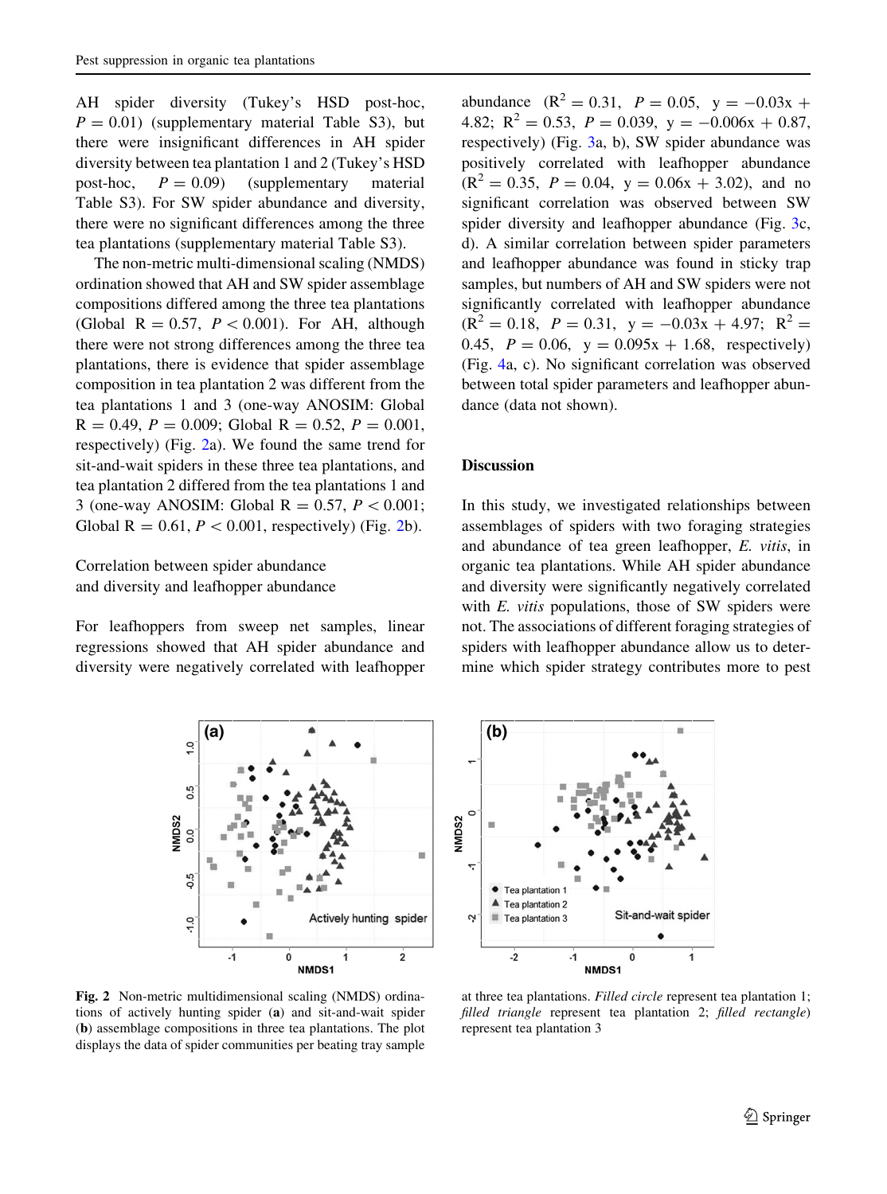AH spider diversity (Tukey's HSD post-hoc, $P = 0.01$) (supplementary material Table S3), but there were insignificant differences in AH spider diversity between tea plantation 1 and 2 (Tukey's HSD post-hoc, $P = 0.09$) (supplementary material Table S3). For SW spider abundance and diversity, there were no significant differences among the three tea plantations (supplementary material Table S3).

The non-metric multi-dimensional scaling (NMDS) ordination showed that AH and SW spider assemblage compositions differed among the three tea plantations (Global $R = 0.57$, $P < 0.001$). For AH, although there were not strong differences among the three tea plantations, there is evidence that spider assemblage composition in tea plantation 2 was different from the tea plantations 1 and 3 (one-way ANOSIM: Global $R = 0.49$, $P = 0.009$; Global $R = 0.52$, $P = 0.001$, respectively) (Fig. 2a). We found the same trend for sit-and-wait spiders in these three tea plantations, and tea plantation 2 differed from the tea plantations 1 and 3 (one-way ANOSIM: Global $R = 0.57$, $P < 0.001$; Global $R = 0.61$, $P < 0.001$, respectively) (Fig. 2b).

### Correlation between spider abundance and diversity and leafhopper abundance

For leafhoppers from sweep net samples, linear regressions showed that AH spider abundance and diversity were negatively correlated with leafhopper abundance ($R^2 = 0.31$, $P = 0.05$, $y = -0.03x + 4.82$; $R^2 = 0.53$, $P = 0.039$, $y = -0.006x + 0.87$, respectively) (Fig. 3a, b), SW spider abundance was positively correlated with leafhopper abundance ($R^2 = 0.35$, $P = 0.04$, $y = 0.06x + 3.02$), and no significant correlation was observed between SW spider diversity and leafhopper abundance (Fig. 3c, d). A similar correlation between spider parameters and leafhopper abundance was found in sticky trap samples, but numbers of AH and SW spiders were not significantly correlated with leafhopper abundance ($R^2 = 0.18$, $P = 0.31$, $y = -0.03x + 4.97$; $R^2 = 0.45$, $P = 0.06$, $y = 0.095x + 1.68$, respectively) (Fig. 4a, c). No significant correlation was observed between total spider parameters and leafhopper abundance (data not shown).

## Discussion

In this study, we investigated relationships between assemblages of spiders with two foraging strategies and abundance of tea green leafhopper, *E. vitis*, in organic tea plantations. While AH spider abundance and diversity were significantly negatively correlated with *E. vitis* populations, those of SW spiders were not. The associations of different foraging strategies of spiders with leafhopper abundance allow us to determine which spider strategy contributes more to pest

**Fig. 2** Non-metric multidimensional scaling (NMDS) ordinations of actively hunting spider (**a**) and sit-and-wait spider (**b**) assemblage compositions in three tea plantations. The plot displays the data of spider communities per beating tray sample at three tea plantations. *Filled circle* represent tea plantation 1; *filled triangle* represent tea plantation 2; *filled rectangle*) represent tea plantation 3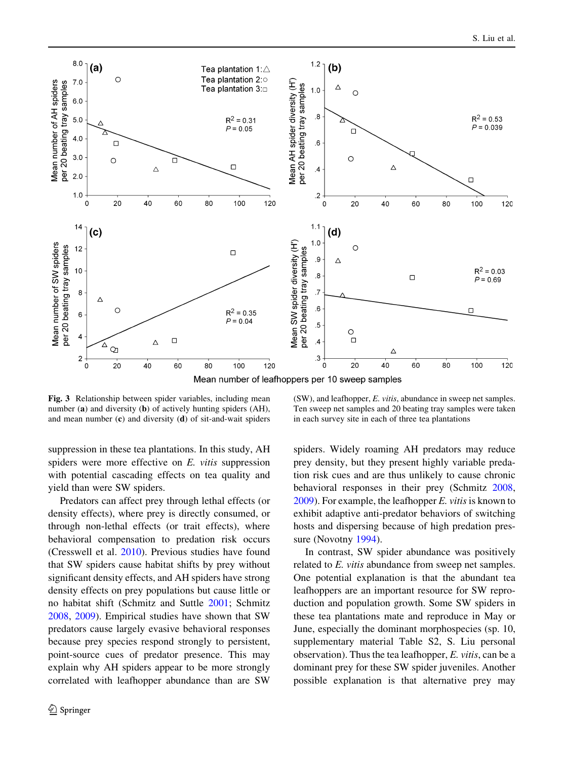**Fig. 3** Relationship between spider variables, including mean number (**a**) and diversity (**b**) of actively hunting spiders (AH), and mean number (**c**) and diversity (**d**) of sit-and-wait spiders (SW), and leafhopper, *E. vitis*, abundance in sweep net samples. Ten sweep net samples and 20 beating tray samples were taken in each survey site in each of three tea plantations

suppression in these tea plantations. In this study, AH spiders were more effective on *E. vitis* suppression with potential cascading effects on tea quality and yield than were SW spiders.

Predators can affect prey through lethal effects (or density effects), where prey is directly consumed, or through non-lethal effects (or trait effects), where behavioral compensation to predation risk occurs (Cresswell et al. 2010). Previous studies have found that SW spiders cause habitat shifts by prey without significant density effects, and AH spiders have strong density effects on prey populations but cause little or no habitat shift (Schmitz and Suttle 2001; Schmitz 2008, 2009). Empirical studies have shown that SW predators cause largely evasive behavioral responses because prey species respond strongly to persistent, point-source cues of predator presence. This may explain why AH spiders appear to be more strongly correlated with leafhopper abundance than are SW spiders. Widely roaming AH predators may reduce prey density, but they present highly variable predation risk cues and are thus unlikely to cause chronic behavioral responses in their prey (Schmitz 2008, 2009). For example, the leafhopper *E. vitis* is known to exhibit adaptive anti-predator behaviors of switching hosts and dispersing because of high predation pressure (Novotny 1994).

In contrast, SW spider abundance was positively related to *E. vitis* abundance from sweep net samples. One potential explanation is that the abundant tea leafhoppers are an important resource for SW reproduction and population growth. Some SW spiders in these tea plantations mate and reproduce in May or June, especially the dominant morphospecies (sp. 10, supplementary material Table S2, S. Liu personal observation). Thus the tea leafhopper, *E. vitis*, can be a dominant prey for these SW spider juveniles. Another possible explanation is that alternative prey may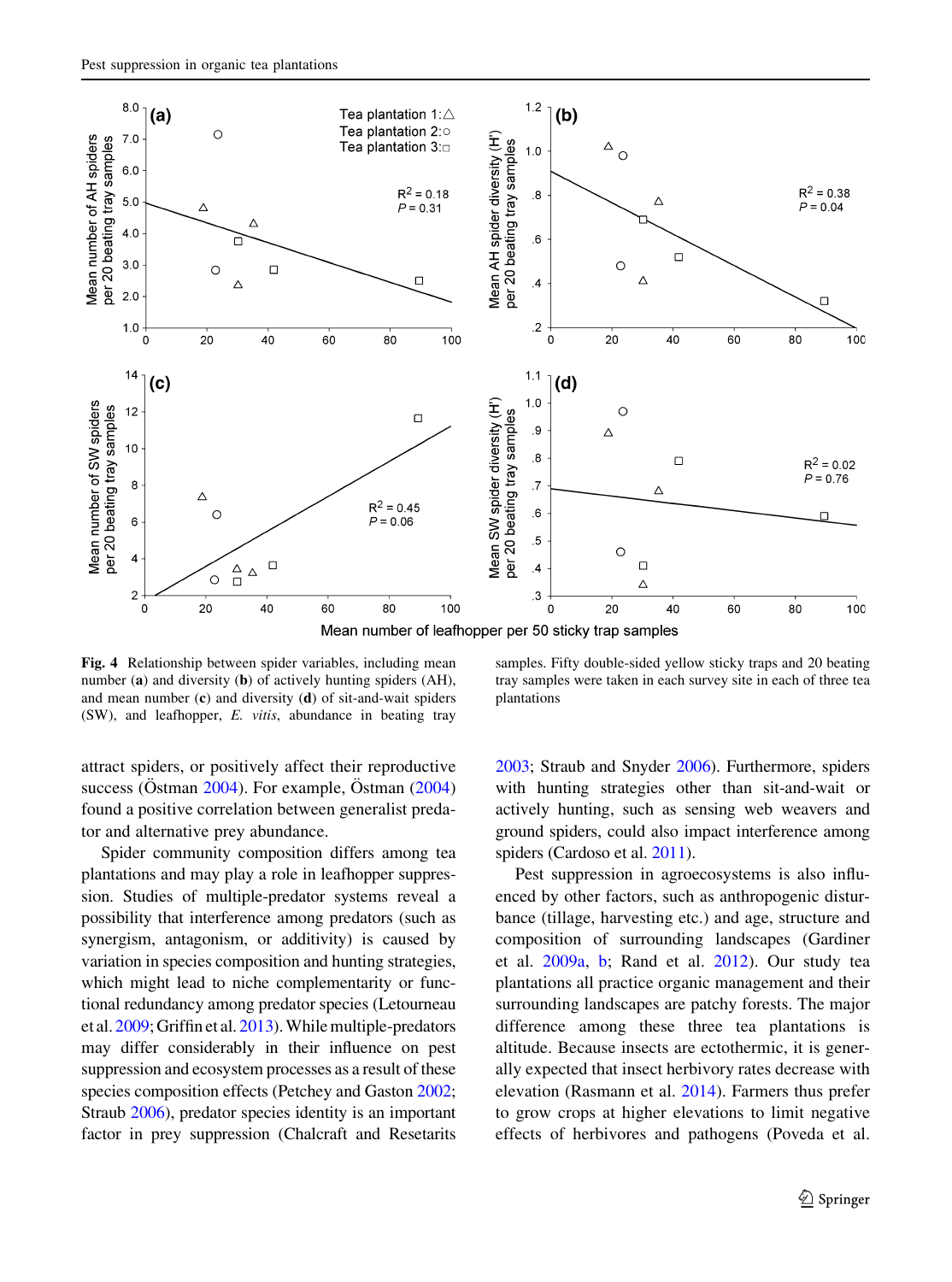**Fig. 4** Relationship between spider variables, including mean number (**a**) and diversity (**b**) of actively hunting spiders (AH), and mean number (**c**) and diversity (**d**) of sit-and-wait spiders (SW), and leafhopper, *E. vitis*, abundance in beating tray samples. Fifty double-sided yellow sticky traps and 20 beating tray samples were taken in each survey site in each of three tea plantations

attract spiders, or positively affect their reproductive success (Östman 2004). For example, Östman (2004) found a positive correlation between generalist predator and alternative prey abundance.

Spider community composition differs among tea plantations and may play a role in leafhopper suppression. Studies of multiple-predator systems reveal a possibility that interference among predators (such as synergism, antagonism, or additivity) is caused by variation in species composition and hunting strategies, which might lead to niche complementarity or functional redundancy among predator species (Letourneau et al. 2009; Griffin et al. 2013). While multiple-predators may differ considerably in their influence on pest suppression and ecosystem processes as a result of these species composition effects (Petchey and Gaston 2002; Straub 2006), predator species identity is an important factor in prey suppression (Chalcraft and Resetarits 2003; Straub and Snyder 2006). Furthermore, spiders with hunting strategies other than sit-and-wait or actively hunting, such as sensing web weavers and ground spiders, could also impact interference among spiders (Cardoso et al. 2011).

Pest suppression in agroecosystems is also influenced by other factors, such as anthropogenic disturbance (tillage, harvesting etc.) and age, structure and composition of surrounding landscapes (Gardiner et al. 2009a, b; Rand et al. 2012). Our study tea plantations all practice organic management and their surrounding landscapes are patchy forests. The major difference among these three tea plantations is altitude. Because insects are ectothermic, it is generally expected that insect herbivory rates decrease with elevation (Rasmann et al. 2014). Farmers thus prefer to grow crops at higher elevations to limit negative effects of herbivores and pathogens (Poveda et al.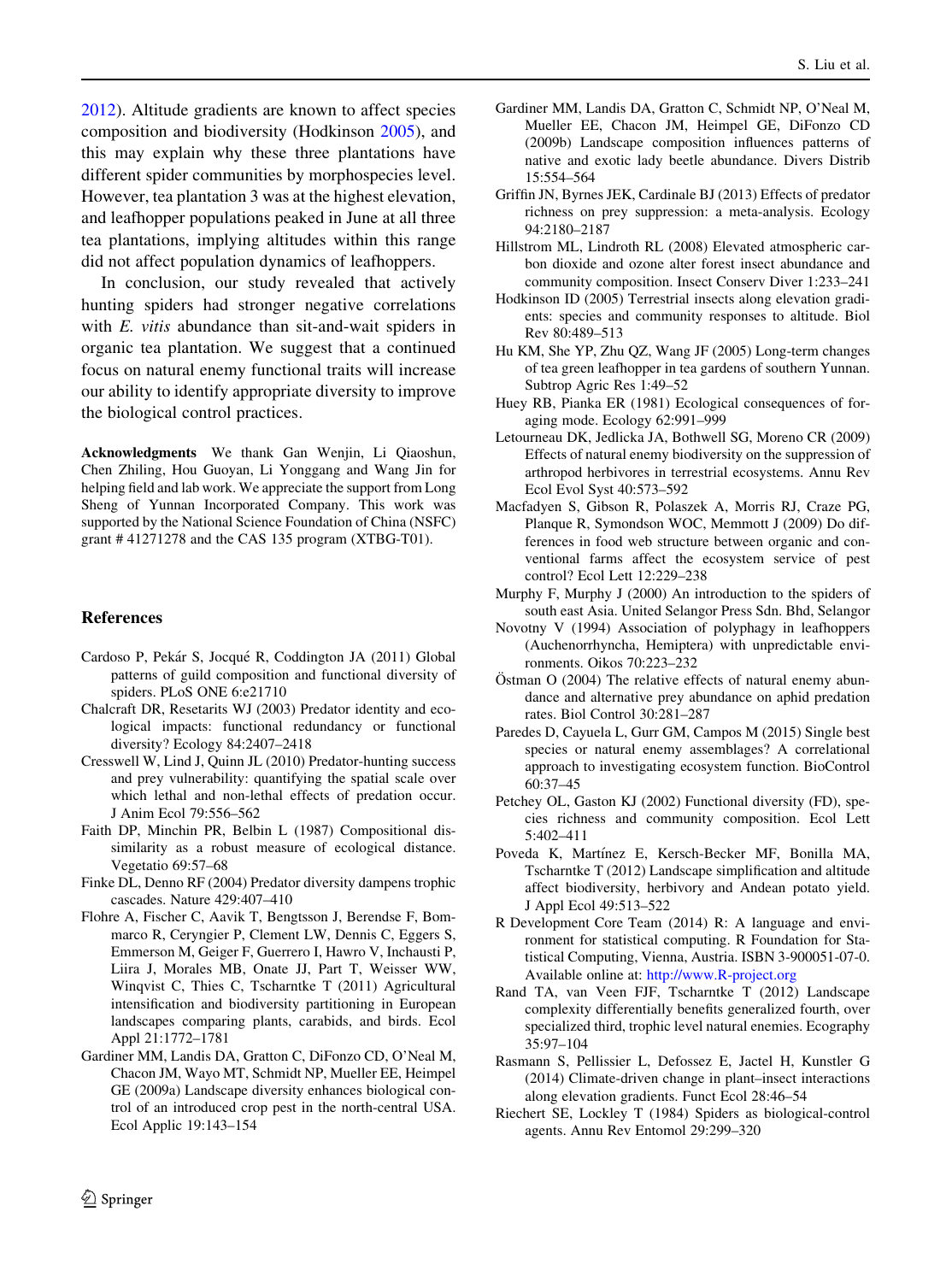2012). Altitude gradients are known to affect species composition and biodiversity (Hodkinson 2005), and this may explain why these three plantations have different spider communities by morphospecies level. However, tea plantation 3 was at the highest elevation, and leafhopper populations peaked in June at all three tea plantations, implying altitudes within this range did not affect population dynamics of leafhoppers.

In conclusion, our study revealed that actively hunting spiders had stronger negative correlations with *E. vitis* abundance than sit-and-wait spiders in organic tea plantation. We suggest that a continued focus on natural enemy functional traits will increase our ability to identify appropriate diversity to improve the biological control practices.

**Acknowledgments** We thank Gan Wenjin, Li Qiaoshun, Chen Zhiling, Hou Guoyan, Li Yonggang and Wang Jin for helping field and lab work. We appreciate the support from Long Sheng of Yunnan Incorporated Company. This work was supported by the National Science Foundation of China (NSFC) grant # 41271278 and the CAS 135 program (XTBG-T01).

## References

Cardoso P, Pekár S, Jocqué R, Coddington JA (2011) Global patterns of guild composition and functional diversity of spiders. PLoS ONE 6:e21710

Chalcraft DR, Resetarits WJ (2003) Predator identity and ecological impacts: functional redundancy or functional diversity? Ecology 84:2407–2418

Cresswell W, Lind J, Quinn JL (2010) Predator-hunting success and prey vulnerability: quantifying the spatial scale over which lethal and non-lethal effects of predation occur. J Anim Ecol 79:556–562

Faith DP, Minchin PR, Belbin L (1987) Compositional dissimilarity as a robust measure of ecological distance. Vegetatio 69:57–68

Finke DL, Denno RF (2004) Predator diversity dampens trophic cascades. Nature 429:407–410

Flohre A, Fischer C, Aavik T, Bengtsson J, Berendse F, Bommarco R, Ceryngier P, Clement LW, Dennis C, Eggers S, Emmerson M, Geiger F, Guerrero I, Hawro V, Inchausti P, Liira J, Morales MB, Onate JJ, Part T, Weisser WW, Winqvist C, Thies C, Tscharntke T (2011) Agricultural intensification and biodiversity partitioning in European landscapes comparing plants, carabids, and birds. Ecol Appl 21:1772–1781

Gardiner MM, Landis DA, Gratton C, DiFonzo CD, O'Neal M, Chacon JM, Wayo MT, Schmidt NP, Mueller EE, Heimpel GE (2009a) Landscape diversity enhances biological control of an introduced crop pest in the north-central USA. Ecol Applic 19:143–154

Gardiner MM, Landis DA, Gratton C, Schmidt NP, O'Neal M, Mueller EE, Chacon JM, Heimpel GE, DiFonzo CD (2009b) Landscape composition influences patterns of native and exotic lady beetle abundance. Divers Distrib 15:554–564

Griffin JN, Byrnes JEK, Cardinale BJ (2013) Effects of predator richness on prey suppression: a meta-analysis. Ecology 94:2180–2187

Hillstrom ML, Lindroth RL (2008) Elevated atmospheric carbon dioxide and ozone alter forest insect abundance and community composition. Insect Conserv Diver 1:233–241

Hodkinson ID (2005) Terrestrial insects along elevation gradients: species and community responses to altitude. Biol Rev 80:489–513

Hu KM, She YP, Zhu QZ, Wang JF (2005) Long-term changes of tea green leafhopper in tea gardens of southern Yunnan. Subtrop Agric Res 1:49–52

Huey RB, Pianka ER (1981) Ecological consequences of foraging mode. Ecology 62:991–999

Letourneau DK, Jedlicka JA, Bothwell SG, Moreno CR (2009) Effects of natural enemy biodiversity on the suppression of arthropod herbivores in terrestrial ecosystems. Annu Rev Ecol Evol Syst 40:573–592

Macfadyen S, Gibson R, Polaszek A, Morris RJ, Craze PG, Planque R, Symondson WOC, Memmott J (2009) Do differences in food web structure between organic and conventional farms affect the ecosystem service of pest control? Ecol Lett 12:229–238

Murphy F, Murphy J (2000) An introduction to the spiders of south east Asia. United Selangor Press Sdn. Bhd, Selangor

Novotny V (1994) Association of polyphagy in leafhoppers (Auchenorrhyncha, Hemiptera) with unpredictable environments. Oikos 70:223–232

Östman O (2004) The relative effects of natural enemy abundance and alternative prey abundance on aphid predation rates. Biol Control 30:281–287

Paredes D, Cayuela L, Gurr GM, Campos M (2015) Single best species or natural enemy assemblages? A correlational approach to investigating ecosystem function. BioControl 60:37–45

Petchey OL, Gaston KJ (2002) Functional diversity (FD), species richness and community composition. Ecol Lett 5:402–411

Poveda K, Martínez E, Kersch-Becker MF, Bonilla MA, Tscharntke T (2012) Landscape simplification and altitude affect biodiversity, herbivory and Andean potato yield. J Appl Ecol 49:513–522

R Development Core Team (2014) R: A language and environment for statistical computing. R Foundation for Statistical Computing, Vienna, Austria. ISBN 3-900051-07-0. Available online at: http://www.R-project.org

Rand TA, van Veen FJF, Tscharntke T (2012) Landscape complexity differentially benefits generalized fourth, over specialized third, trophic level natural enemies. Ecography 35:97–104

Rasmann S, Pellissier L, Defossez E, Jactel H, Kunstler G (2014) Climate-driven change in plant–insect interactions along elevation gradients. Funct Ecol 28:46–54

Riechert SE, Lockley T (1984) Spiders as biological-control agents. Annu Rev Entomol 29:299–320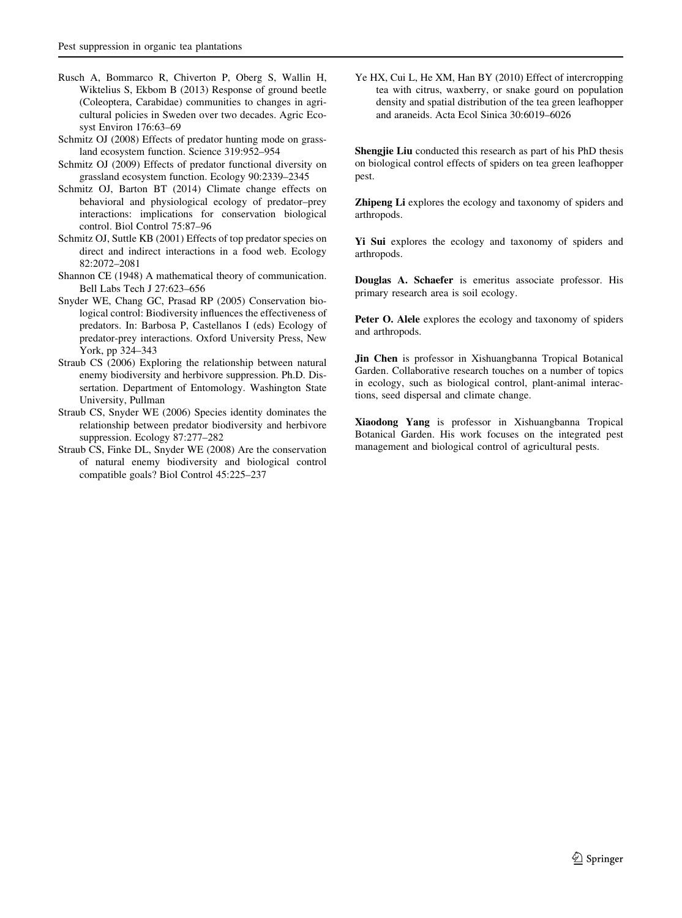Rusch A, Bommarco R, Chiverton P, Oberg S, Wallin H, Wiktelius S, Ekbom B (2013) Response of ground beetle (Coleoptera, Carabidae) communities to changes in agricultural policies in Sweden over two decades. Agric Ecosyst Environ 176:63–69

Schmitz OJ (2008) Effects of predator hunting mode on grassland ecosystem function. Science 319:952–954

Schmitz OJ (2009) Effects of predator functional diversity on grassland ecosystem function. Ecology 90:2339–2345

Schmitz OJ, Barton BT (2014) Climate change effects on behavioral and physiological ecology of predator–prey interactions: implications for conservation biological control. Biol Control 75:87–96

Schmitz OJ, Suttle KB (2001) Effects of top predator species on direct and indirect interactions in a food web. Ecology 82:2072–2081

Shannon CE (1948) A mathematical theory of communication. Bell Labs Tech J 27:623–656

Snyder WE, Chang GC, Prasad RP (2005) Conservation biological control: Biodiversity influences the effectiveness of predators. In: Barbosa P, Castellanos I (eds) Ecology of predator-prey interactions. Oxford University Press, New York, pp 324–343

Straub CS (2006) Exploring the relationship between natural enemy biodiversity and herbivore suppression. Ph.D. Dissertation. Department of Entomology. Washington State University, Pullman

Straub CS, Snyder WE (2006) Species identity dominates the relationship between predator biodiversity and herbivore suppression. Ecology 87:277–282

Straub CS, Finke DL, Snyder WE (2008) Are the conservation of natural enemy biodiversity and biological control compatible goals? Biol Control 45:225–237

Ye HX, Cui L, He XM, Han BY (2010) Effect of intercropping tea with citrus, waxberry, or snake gourd on population density and spatial distribution of the tea green leafhopper and araneids. Acta Ecol Sinica 30:6019–6026

**Shengjie Liu** conducted this research as part of his PhD thesis on biological control effects of spiders on tea green leafhopper pest.

**Zhipeng Li** explores the ecology and taxonomy of spiders and arthropods.

**Yi Sui** explores the ecology and taxonomy of spiders and arthropods.

**Douglas A. Schaefer** is emeritus associate professor. His primary research area is soil ecology.

**Peter O. Alele** explores the ecology and taxonomy of spiders and arthropods.

**Jin Chen** is professor in Xishuangbanna Tropical Botanical Garden. Collaborative research touches on a number of topics in ecology, such as biological control, plant-animal interactions, seed dispersal and climate change.

**Xiaodong Yang** is professor in Xishuangbanna Tropical Botanical Garden. His work focuses on the integrated pest management and biological control of agricultural pests.